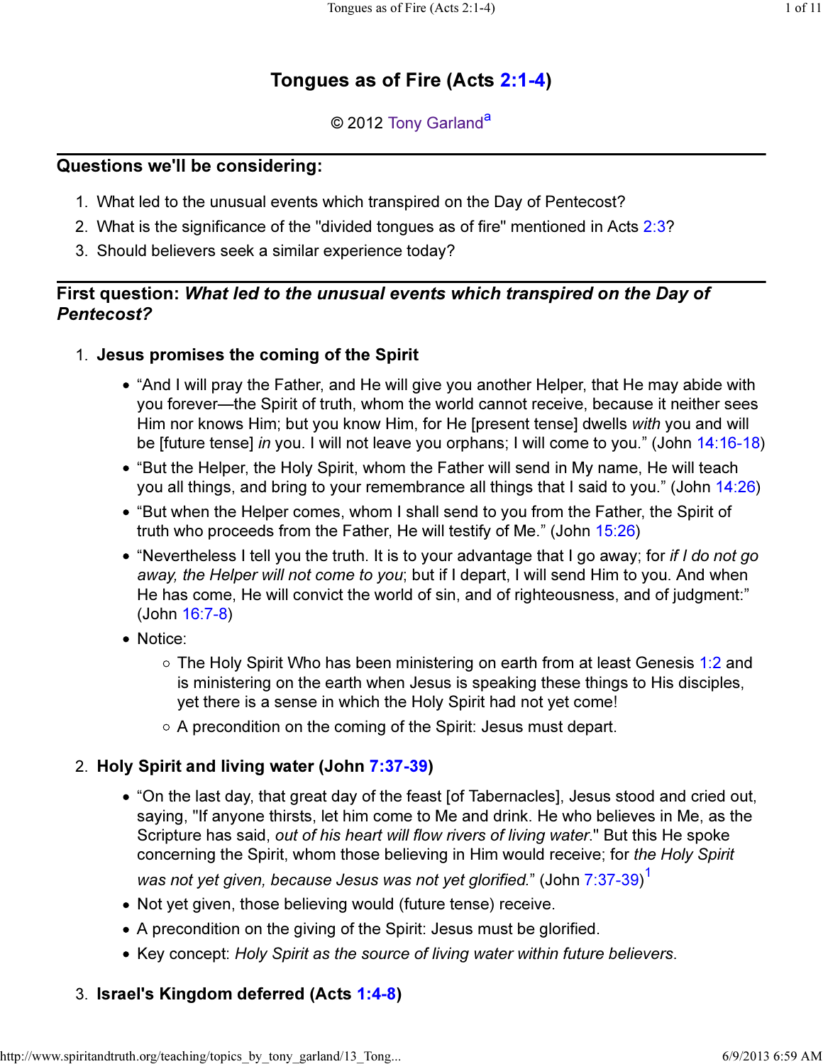# Tongues as of Fire (Acts 2:1-4)

© 2012 Tony Garland[a]

## Questions we'll be considering:

1. What led to the unusual events which transpired on the Day of Pentecost?
2. What is the significance of the "divided tongues as of fire" mentioned in Acts 2:3?
3. Should believers seek a similar experience today?

## First question: *What led to the unusual events which transpired on the Day of Pentecost?*

1. **Jesus promises the coming of the Spirit**
   - “And I will pray the Father, and He will give you another Helper, that He may abide with you forever—the Spirit of truth, whom the world cannot receive, because it neither sees Him nor knows Him; but you know Him, for He [present tense] dwells *with* you and will be [future tense] *in* you. I will not leave you orphans; I will come to you.” (John 14:16-18)
   - “But the Helper, the Holy Spirit, whom the Father will send in My name, He will teach you all things, and bring to your remembrance all things that I said to you.” (John 14:26)
   - “But when the Helper comes, whom I shall send to you from the Father, the Spirit of truth who proceeds from the Father, He will testify of Me.” (John 15:26)
   - “Nevertheless I tell you the truth. It is to your advantage that I go away; for *if I do not go away, the Helper will not come to you*; but if I depart, I will send Him to you. And when He has come, He will convict the world of sin, and of righteousness, and of judgment:” (John 16:7-8)
   - Notice:
     - The Holy Spirit Who has been ministering on earth from at least Genesis 1:2 and is ministering on the earth when Jesus is speaking these things to His disciples, yet there is a sense in which the Holy Spirit had not yet come!
     - A precondition on the coming of the Spirit: Jesus must depart.

2. **Holy Spirit and living water (John 7:37-39)**
   - “On the last day, that great day of the feast [of Tabernacles], Jesus stood and cried out, saying, "If anyone thirsts, let him come to Me and drink. He who believes in Me, as the Scripture has said, *out of his heart will flow rivers of living water*." But this He spoke concerning the Spirit, whom those believing in Him would receive; for *the Holy Spirit was not yet given, because Jesus was not yet glorified*.” (John 7:37-39)[1]
   - Not yet given, those believing would (future tense) receive.
   - A precondition on the giving of the Spirit: Jesus must be glorified.
   - Key concept: *Holy Spirit as the source of living water within future believers*.

3. **Israel's Kingdom deferred (Acts 1:4-8)**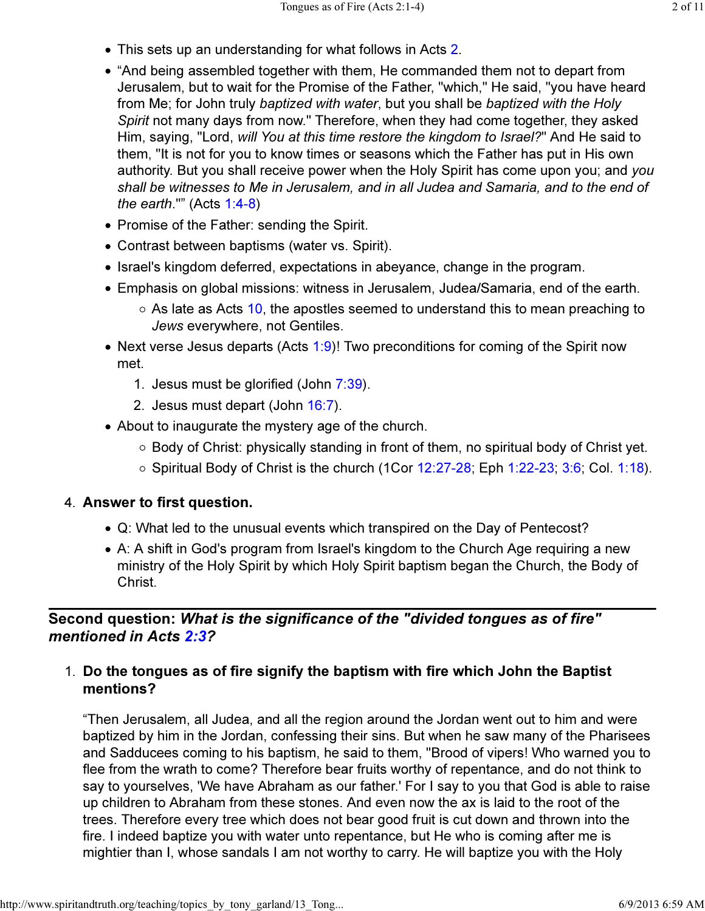- This sets up an understanding for what follows in Acts 2.
- “And being assembled together with them, He commanded them not to depart from Jerusalem, but to wait for the Promise of the Father, "which," He said, "you have heard from Me; for John truly *baptized with water*, but you shall be *baptized with the Holy Spirit* not many days from now." Therefore, when they had come together, they asked Him, saying, "Lord, *will You at this time restore the kingdom to Israel?*" And He said to them, "It is not for you to know times or seasons which the Father has put in His own authority. But you shall receive power when the Holy Spirit has come upon you; and *you shall be witnesses to Me in Jerusalem, and in all Judea and Samaria, and to the end of the earth*."” (Acts 1:4-8)
- Promise of the Father: sending the Spirit.
- Contrast between baptisms (water vs. Spirit).
- Israel's kingdom deferred, expectations in abeyance, change in the program.
- Emphasis on global missions: witness in Jerusalem, Judea/Samaria, end of the earth.
  - As late as Acts 10, the apostles seemed to understand this to mean preaching to *Jews* everywhere, not Gentiles.
- Next verse Jesus departs (Acts 1:9)! Two preconditions for coming of the Spirit now met.
  1. Jesus must be glorified (John 7:39).
  2. Jesus must depart (John 16:7).
- About to inaugurate the mystery age of the church.
  - Body of Christ: physically standing in front of them, no spiritual body of Christ yet.
  - Spiritual Body of Christ is the church (1Cor 12:27-28; Eph 1:22-23; 3:6; Col. 1:18).

4. **Answer to first question.**
   - Q: What led to the unusual events which transpired on the Day of Pentecost?
   - A: A shift in God's program from Israel's kingdom to the Church Age requiring a new ministry of the Holy Spirit by which Holy Spirit baptism began the Church, the Body of Christ.

---

## Second question: *What is the significance of the "divided tongues as of fire" mentioned in Acts 2:3?*

1. **Do the tongues as of fire signify the baptism with fire which John the Baptist mentions?**

   “Then Jerusalem, all Judea, and all the region around the Jordan went out to him and were baptized by him in the Jordan, confessing their sins. But when he saw many of the Pharisees and Sadducees coming to his baptism, he said to them, "Brood of vipers! Who warned you to flee from the wrath to come? Therefore bear fruits worthy of repentance, and do not think to say to yourselves, 'We have Abraham as our father.' For I say to you that God is able to raise up children to Abraham from these stones. And even now the ax is laid to the root of the trees. Therefore every tree which does not bear good fruit is cut down and thrown into the fire. I indeed baptize you with water unto repentance, but He who is coming after me is mightier than I, whose sandals I am not worthy to carry. He will baptize you with the Holy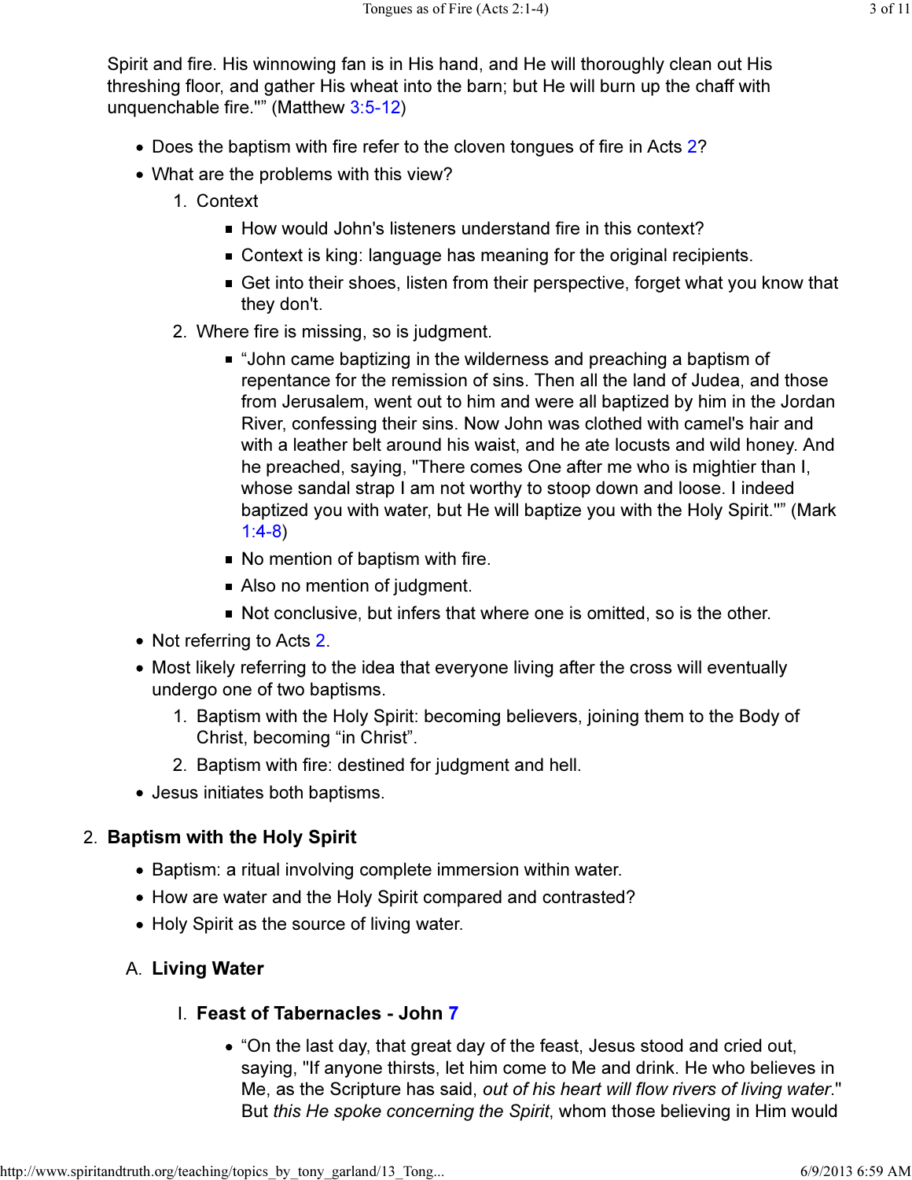Spirit and fire. His winnowing fan is in His hand, and He will thoroughly clean out His threshing floor, and gather His wheat into the barn; but He will burn up the chaff with unquenchable fire."" (Matthew 3:5-12)

- Does the baptism with fire refer to the cloven tongues of fire in Acts 2?
- What are the problems with this view?
    1. Context
        - How would John's listeners understand fire in this context?
        - Context is king: language has meaning for the original recipients.
        - Get into their shoes, listen from their perspective, forget what you know that they don't.
    2. Where fire is missing, so is judgment.
        - "John came baptizing in the wilderness and preaching a baptism of repentance for the remission of sins. Then all the land of Judea, and those from Jerusalem, went out to him and were all baptized by him in the Jordan River, confessing their sins. Now John was clothed with camel's hair and with a leather belt around his waist, and he ate locusts and wild honey. And he preached, saying, "There comes One after me who is mightier than I, whose sandal strap I am not worthy to stoop down and loose. I indeed baptized you with water, but He will baptize you with the Holy Spirit."" (Mark 1:4-8)
        - No mention of baptism with fire.
        - Also no mention of judgment.
        - Not conclusive, but infers that where one is omitted, so is the other.
- Not referring to Acts 2.
- Most likely referring to the idea that everyone living after the cross will eventually undergo one of two baptisms.
    1. Baptism with the Holy Spirit: becoming believers, joining them to the Body of Christ, becoming "in Christ".
    2. Baptism with fire: destined for judgment and hell.
- Jesus initiates both baptisms.

## 2. Baptism with the Holy Spirit

- Baptism: a ritual involving complete immersion within water.
- How are water and the Holy Spirit compared and contrasted?
- Holy Spirit as the source of living water.

### A. Living Water

#### I. Feast of Tabernacles - John 7

- "On the last day, that great day of the feast, Jesus stood and cried out, saying, "If anyone thirsts, let him come to Me and drink. He who believes in Me, as the Scripture has said, *out of his heart will flow rivers of living water*." But *this He spoke concerning the Spirit*, whom those believing in Him would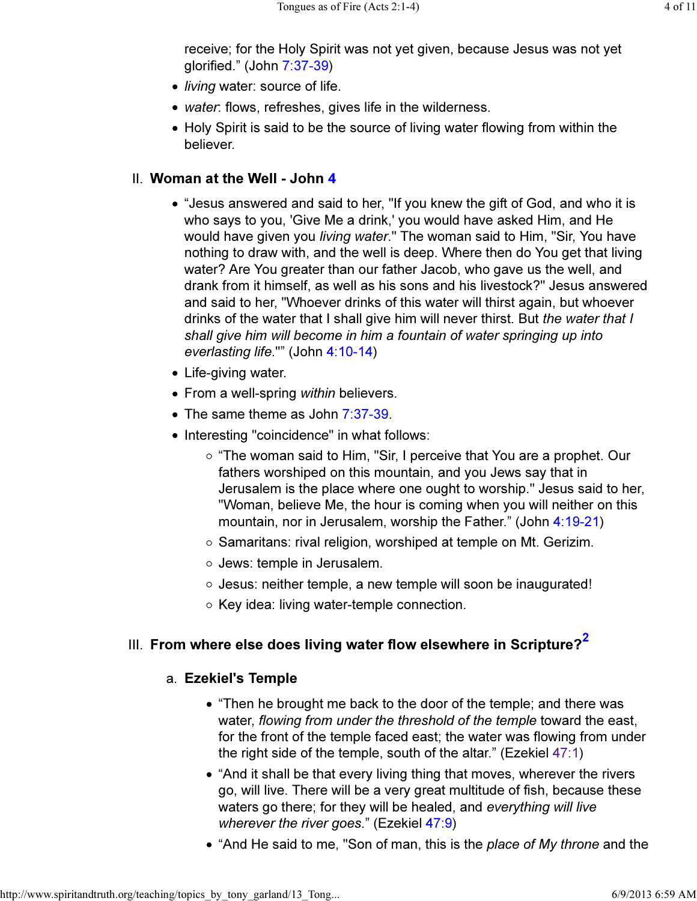receive; for the Holy Spirit was not yet given, because Jesus was not yet glorified." (John 7:37-39)

- *living* water: source of life.
- *water*: flows, refreshes, gives life in the wilderness.
- Holy Spirit is said to be the source of living water flowing from within the believer.

## II. Woman at the Well - John 4

- "Jesus answered and said to her, "If you knew the gift of God, and who it is who says to you, 'Give Me a drink,' you would have asked Him, and He would have given you *living water*." The woman said to Him, "Sir, You have nothing to draw with, and the well is deep. Where then do You get that living water? Are You greater than our father Jacob, who gave us the well, and drank from it himself, as well as his sons and his livestock?" Jesus answered and said to her, "Whoever drinks of this water will thirst again, but whoever drinks of the water that I shall give him will never thirst. But *the water that I shall give him will become in him a fountain of water springing up into everlasting life*."" (John 4:10-14)
- Life-giving water.
- From a well-spring *within* believers.
- The same theme as John 7:37-39.
- Interesting "coincidence" in what follows:
  - "The woman said to Him, "Sir, I perceive that You are a prophet. Our fathers worshiped on this mountain, and you Jews say that in Jerusalem is the place where one ought to worship." Jesus said to her, "Woman, believe Me, the hour is coming when you will neither on this mountain, nor in Jerusalem, worship the Father." (John 4:19-21)
  - Samaritans: rival religion, worshiped at temple on Mt. Gerizim.
  - Jews: temple in Jerusalem.
  - Jesus: neither temple, a new temple will soon be inaugurated!
  - Key idea: living water-temple connection.

## III. From where else does living water flow elsewhere in Scripture?[2]

### a. Ezekiel's Temple

- "Then he brought me back to the door of the temple; and there was water, *flowing from under the threshold of the temple* toward the east, for the front of the temple faced east; the water was flowing from under the right side of the temple, south of the altar." (Ezekiel 47:1)
- "And it shall be that every living thing that moves, wherever the rivers go, will live. There will be a very great multitude of fish, because these waters go there; for they will be healed, and *everything will live wherever the river goes*." (Ezekiel 47:9)
- "And He said to me, "Son of man, this is the *place of My throne* and the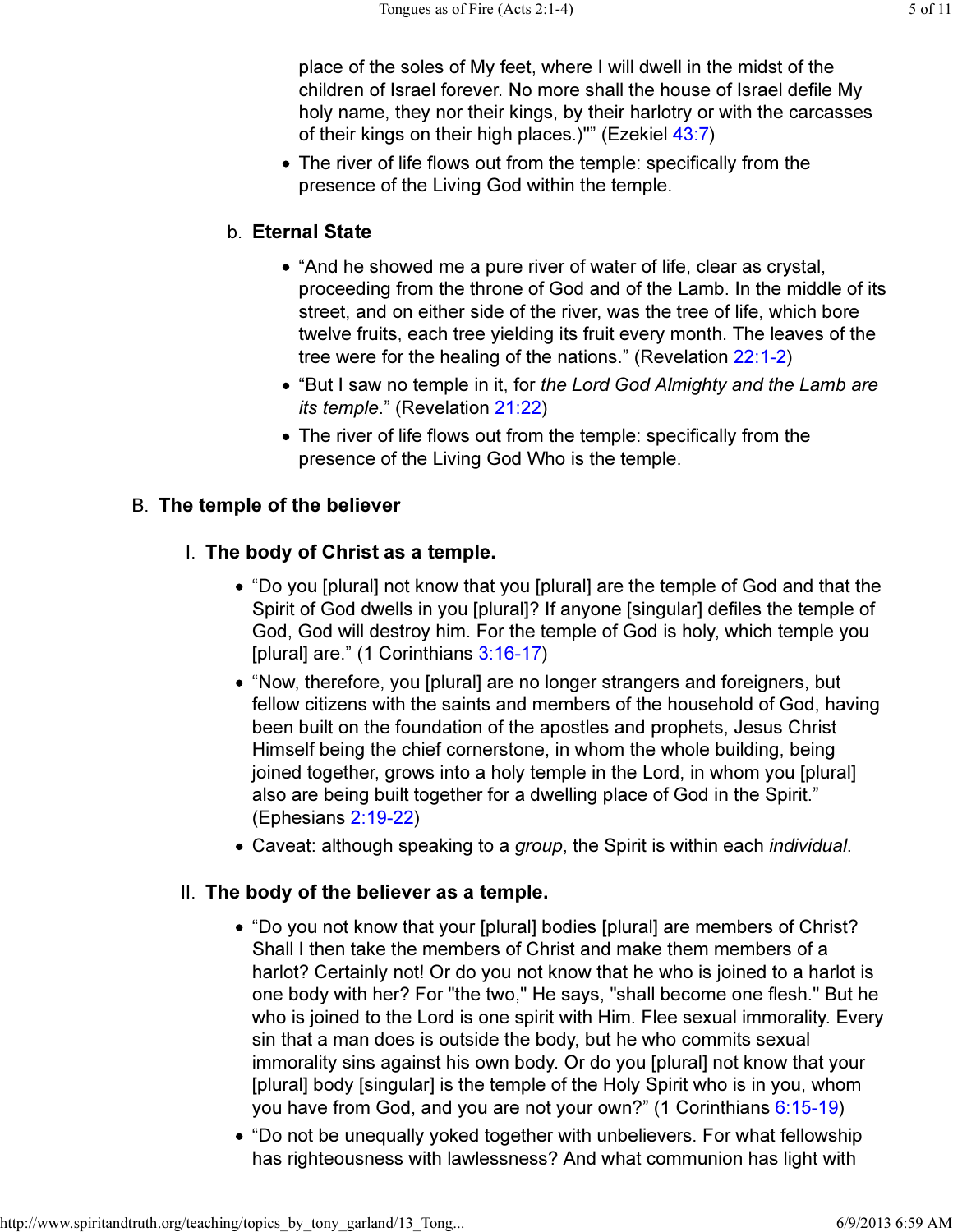place of the soles of My feet, where I will dwell in the midst of the children of Israel forever. No more shall the house of Israel defile My holy name, they nor their kings, by their harlotry or with the carcasses of their kings on their high places.)"" (Ezekiel 43:7)

- The river of life flows out from the temple: specifically from the presence of the Living God within the temple.

b. **Eternal State**

- "And he showed me a pure river of water of life, clear as crystal, proceeding from the throne of God and of the Lamb. In the middle of its street, and on either side of the river, was the tree of life, which bore twelve fruits, each tree yielding its fruit every month. The leaves of the tree were for the healing of the nations." (Revelation 22:1-2)
- "But I saw no temple in it, for *the Lord God Almighty and the Lamb are its temple*." (Revelation 21:22)
- The river of life flows out from the temple: specifically from the presence of the Living God Who is the temple.

## B. The temple of the believer

### I. The body of Christ as a temple.

- "Do you [plural] not know that you [plural] are the temple of God and that the Spirit of God dwells in you [plural]? If anyone [singular] defiles the temple of God, God will destroy him. For the temple of God is holy, which temple you [plural] are." (1 Corinthians 3:16-17)
- "Now, therefore, you [plural] are no longer strangers and foreigners, but fellow citizens with the saints and members of the household of God, having been built on the foundation of the apostles and prophets, Jesus Christ Himself being the chief cornerstone, in whom the whole building, being joined together, grows into a holy temple in the Lord, in whom you [plural] also are being built together for a dwelling place of God in the Spirit." (Ephesians 2:19-22)
- Caveat: although speaking to a *group*, the Spirit is within each *individual*.

### II. The body of the believer as a temple.

- "Do you not know that your [plural] bodies [plural] are members of Christ? Shall I then take the members of Christ and make them members of a harlot? Certainly not! Or do you not know that he who is joined to a harlot is one body with her? For "the two," He says, "shall become one flesh." But he who is joined to the Lord is one spirit with Him. Flee sexual immorality. Every sin that a man does is outside the body, but he who commits sexual immorality sins against his own body. Or do you [plural] not know that your [plural] body [singular] is the temple of the Holy Spirit who is in you, whom you have from God, and you are not your own?" (1 Corinthians 6:15-19)
- "Do not be unequally yoked together with unbelievers. For what fellowship has righteousness with lawlessness? And what communion has light with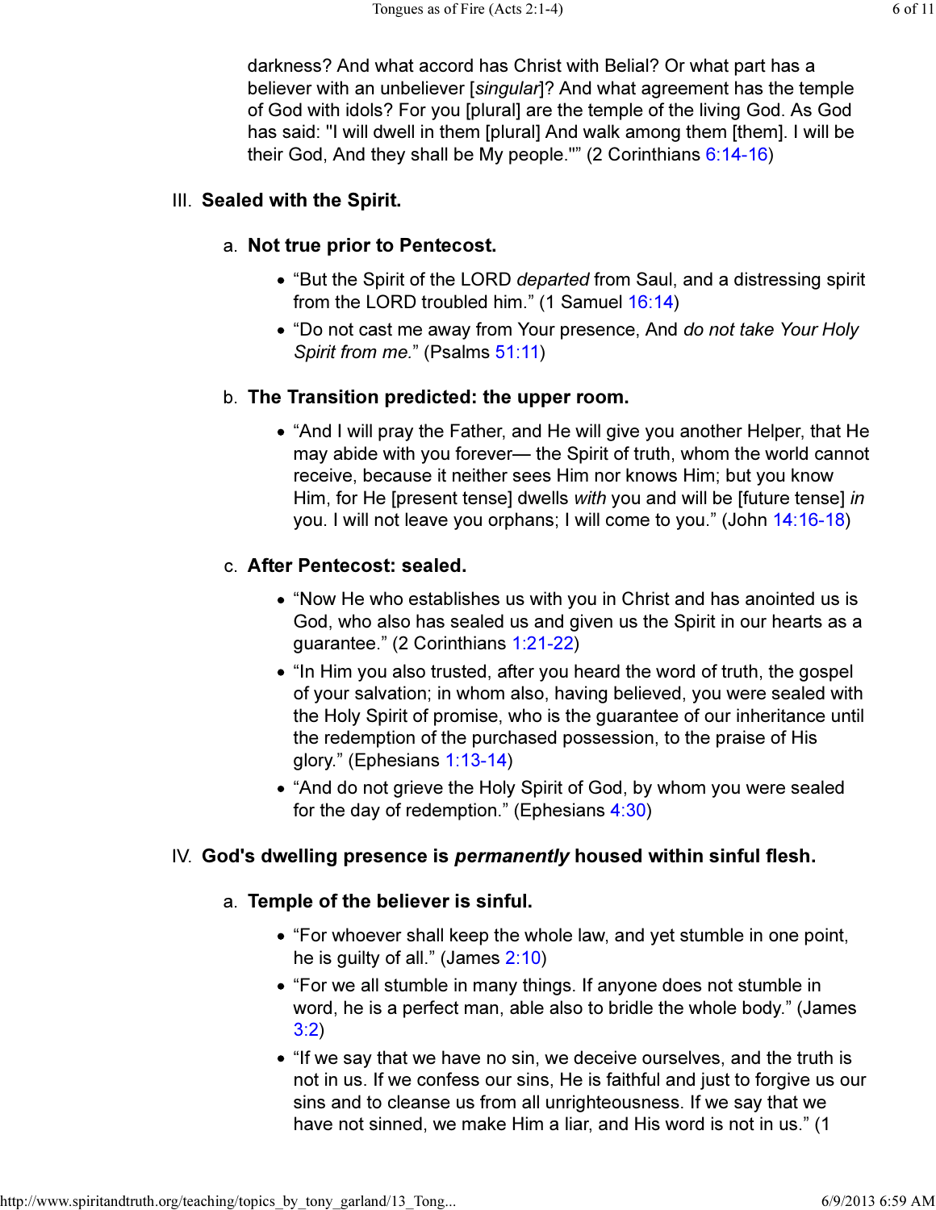darkness? And what accord has Christ with Belial? Or what part has a believer with an unbeliever [*singular*]? And what agreement has the temple of God with idols? For you [plural] are the temple of the living God. As God has said: "I will dwell in them [plural] And walk among them [them]. I will be their God, And they shall be My people."" (2 Corinthians 6:14-16)

## III. Sealed with the Spirit.

### a. Not true prior to Pentecost.

- "But the Spirit of the LORD *departed* from Saul, and a distressing spirit from the LORD troubled him." (1 Samuel 16:14)
- "Do not cast me away from Your presence, And *do not take Your Holy Spirit from me.*" (Psalms 51:11)

### b. The Transition predicted: the upper room.

- "And I will pray the Father, and He will give you another Helper, that He may abide with you forever— the Spirit of truth, whom the world cannot receive, because it neither sees Him nor knows Him; but you know Him, for He [present tense] dwells *with* you and will be [future tense] *in* you. I will not leave you orphans; I will come to you." (John 14:16-18)

### c. After Pentecost: sealed.

- "Now He who establishes us with you in Christ and has anointed us is God, who also has sealed us and given us the Spirit in our hearts as a guarantee." (2 Corinthians 1:21-22)
- "In Him you also trusted, after you heard the word of truth, the gospel of your salvation; in whom also, having believed, you were sealed with the Holy Spirit of promise, who is the guarantee of our inheritance until the redemption of the purchased possession, to the praise of His glory." (Ephesians 1:13-14)
- "And do not grieve the Holy Spirit of God, by whom you were sealed for the day of redemption." (Ephesians 4:30)

## IV. God's dwelling presence is *permanently* housed within sinful flesh.

### a. Temple of the believer is sinful.

- "For whoever shall keep the whole law, and yet stumble in one point, he is guilty of all." (James 2:10)
- "For we all stumble in many things. If anyone does not stumble in word, he is a perfect man, able also to bridle the whole body." (James 3:2)
- "If we say that we have no sin, we deceive ourselves, and the truth is not in us. If we confess our sins, He is faithful and just to forgive us our sins and to cleanse us from all unrighteousness. If we say that we have not sinned, we make Him a liar, and His word is not in us." (1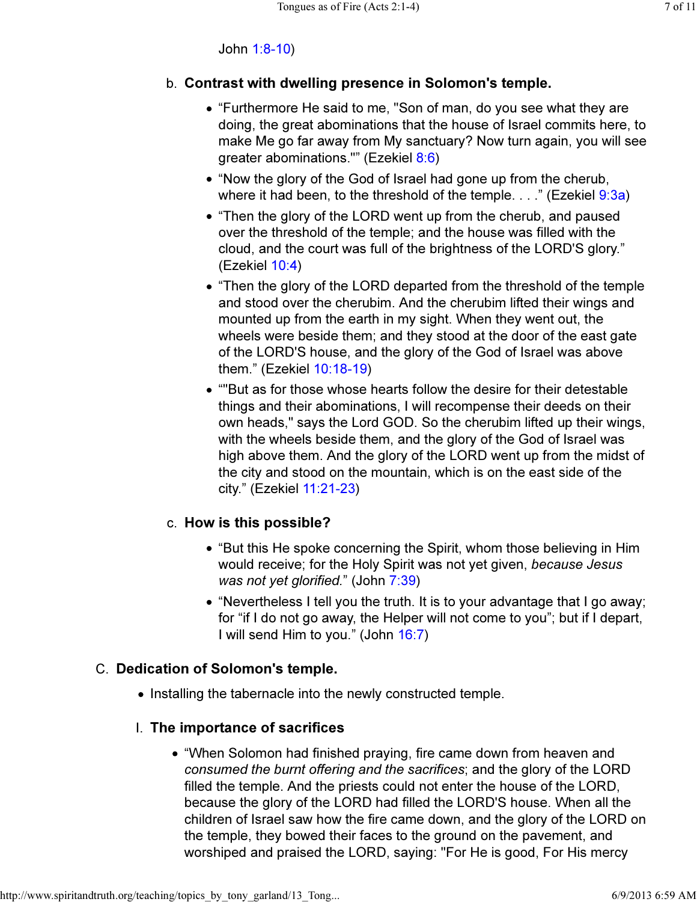John 1:8-10)

b. **Contrast with dwelling presence in Solomon's temple.**

- “Furthermore He said to me, "Son of man, do you see what they are doing, the great abominations that the house of Israel commits here, to make Me go far away from My sanctuary? Now turn again, you will see greater abominations."” (Ezekiel 8:6)
- “Now the glory of the God of Israel had gone up from the cherub, where it had been, to the threshold of the temple. . . .” (Ezekiel 9:3a)
- “Then the glory of the LORD went up from the cherub, and paused over the threshold of the temple; and the house was filled with the cloud, and the court was full of the brightness of the LORD'S glory.” (Ezekiel 10:4)
- “Then the glory of the LORD departed from the threshold of the temple and stood over the cherubim. And the cherubim lifted their wings and mounted up from the earth in my sight. When they went out, the wheels were beside them; and they stood at the door of the east gate of the LORD'S house, and the glory of the God of Israel was above them.” (Ezekiel 10:18-19)
- “"But as for those whose hearts follow the desire for their detestable things and their abominations, I will recompense their deeds on their own heads," says the Lord GOD. So the cherubim lifted up their wings, with the wheels beside them, and the glory of the God of Israel was high above them. And the glory of the LORD went up from the midst of the city and stood on the mountain, which is on the east side of the city.” (Ezekiel 11:21-23)

c. **How is this possible?**

- “But this He spoke concerning the Spirit, whom those believing in Him would receive; for the Holy Spirit was not yet given, *because Jesus was not yet glorified.*” (John 7:39)
- “Nevertheless I tell you the truth. It is to your advantage that I go away; for “if I do not go away, the Helper will not come to you”; but if I depart, I will send Him to you.” (John 16:7)

C. **Dedication of Solomon's temple.**

- Installing the tabernacle into the newly constructed temple.

I. **The importance of sacrifices**

- “When Solomon had finished praying, fire came down from heaven and *consumed the burnt offering and the sacrifices*; and the glory of the LORD filled the temple. And the priests could not enter the house of the LORD, because the glory of the LORD had filled the LORD'S house. When all the children of Israel saw how the fire came down, and the glory of the LORD on the temple, they bowed their faces to the ground on the pavement, and worshiped and praised the LORD, saying: "For He is good, For His mercy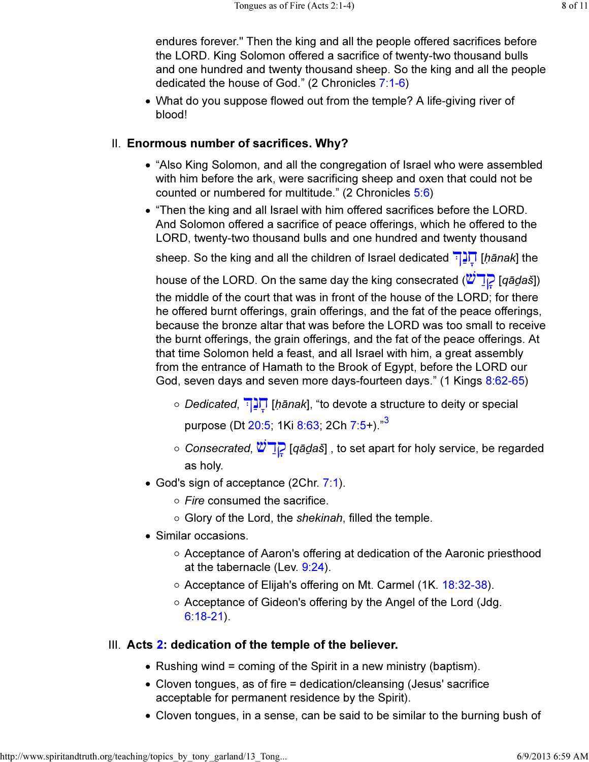endures forever." Then the king and all the people offered sacrifices before the LORD. King Solomon offered a sacrifice of twenty-two thousand bulls and one hundred and twenty thousand sheep. So the king and all the people dedicated the house of God." (2 Chronicles 7:1-6)

- What do you suppose flowed out from the temple? A life-giving river of blood!

## II. Enormous number of sacrifices. Why?

- "Also King Solomon, and all the congregation of Israel who were assembled with him before the ark, were sacrificing sheep and oxen that could not be counted or numbered for multitude." (2 Chronicles 5:6)
- "Then the king and all Israel with him offered sacrifices before the LORD. And Solomon offered a sacrifice of peace offerings, which he offered to the LORD, twenty-two thousand bulls and one hundred and twenty thousand sheep. So the king and all the children of Israel dedicated חָנַךְ [*ḥānak*] the house of the LORD. On the same day the king consecrated (קָדַשׁ [*qādaš*]) the middle of the court that was in front of the house of the LORD; for there he offered burnt offerings, grain offerings, and the fat of the peace offerings, because the bronze altar that was before the LORD was too small to receive the burnt offerings, the grain offerings, and the fat of the peace offerings. At that time Solomon held a feast, and all Israel with him, a great assembly from the entrance of Hamath to the Brook of Egypt, before the LORD our God, seven days and seven more days-fourteen days." (1 Kings 8:62-65)
    - *Dedicated*, חָנַךְ [*ḥānak*], "to devote a structure to deity or special purpose (Dt 20:5; 1Ki 8:63; 2Ch 7:5+)."[3]
    - *Consecrated*, קָדַשׁ [*qādaš*] , to set apart for holy service, be regarded as holy.
- God's sign of acceptance (2Chr. 7:1).
    - *Fire* consumed the sacrifice.
    - Glory of the Lord, the *shekinah*, filled the temple.
- Similar occasions.
    - Acceptance of Aaron's offering at dedication of the Aaronic priesthood at the tabernacle (Lev. 9:24).
    - Acceptance of Elijah's offering on Mt. Carmel (1K. 18:32-38).
    - Acceptance of Gideon's offering by the Angel of the Lord (Jdg. 6:18-21).

## III. Acts 2: dedication of the temple of the believer.

- Rushing wind = coming of the Spirit in a new ministry (baptism).
- Cloven tongues, as of fire = dedication/cleansing (Jesus' sacrifice acceptable for permanent residence by the Spirit).
- Cloven tongues, in a sense, can be said to be similar to the burning bush of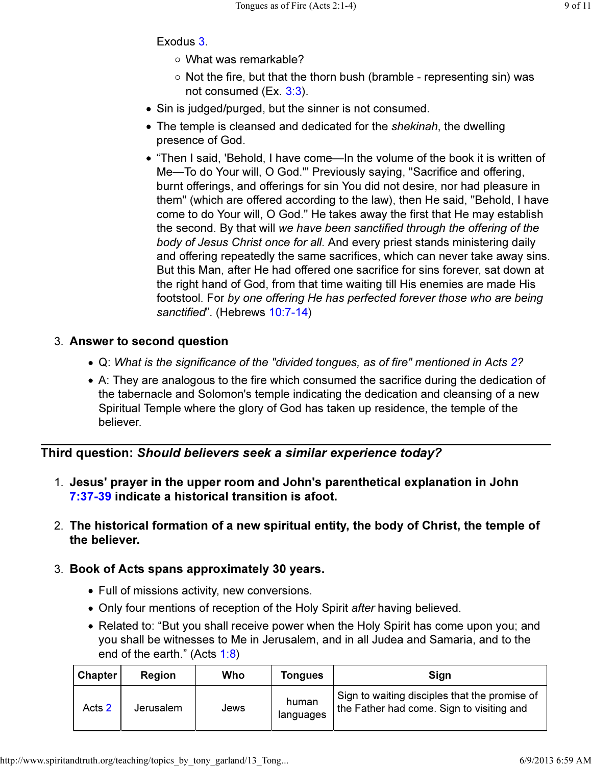Exodus 3.

- What was remarkable?
- Not the fire, but that the thorn bush (bramble - representing sin) was not consumed (Ex. 3:3).

- Sin is judged/purged, but the sinner is not consumed.
- The temple is cleansed and dedicated for the *shekinah*, the dwelling presence of God.
- “Then I said, 'Behold, I have come—In the volume of the book it is written of Me—To do Your will, O God.'" Previously saying, "Sacrifice and offering, burnt offerings, and offerings for sin You did not desire, nor had pleasure in them" (which are offered according to the law), then He said, "Behold, I have come to do Your will, O God." He takes away the first that He may establish the second. By that will *we have been sanctified through the offering of the body of Jesus Christ once for all*. And every priest stands ministering daily and offering repeatedly the same sacrifices, which can never take away sins. But this Man, after He had offered one sacrifice for sins forever, sat down at the right hand of God, from that time waiting till His enemies are made His footstool. For *by one offering He has perfected forever those who are being sanctified*”. (Hebrews 10:7-14)

3. **Answer to second question**
   - Q: *What is the significance of the "divided tongues, as of fire" mentioned in Acts 2?*
   - A: They are analogous to the fire which consumed the sacrifice during the dedication of the tabernacle and Solomon's temple indicating the dedication and cleansing of a new Spiritual Temple where the glory of God has taken up residence, the temple of the believer.

---

## Third question: *Should believers seek a similar experience today?*

1. **Jesus' prayer in the upper room and John's parenthetical explanation in John 7:37-39 indicate a historical transition is afoot.**

2. **The historical formation of a new spiritual entity, the body of Christ, the temple of the believer.**

3. **Book of Acts spans approximately 30 years.**
   - Full of missions activity, new conversions.
   - Only four mentions of reception of the Holy Spirit *after* having believed.
   - Related to: “But you shall receive power when the Holy Spirit has come upon you; and you shall be witnesses to Me in Jerusalem, and in all Judea and Samaria, and to the end of the earth.” (Acts 1:8)

| Chapter | Region | Who | Tongues | Sign |
|---|---|---|---|---|
| Acts 2 | Jerusalem | Jews | human languages | Sign to waiting disciples that the promise of the Father had come. Sign to visiting and |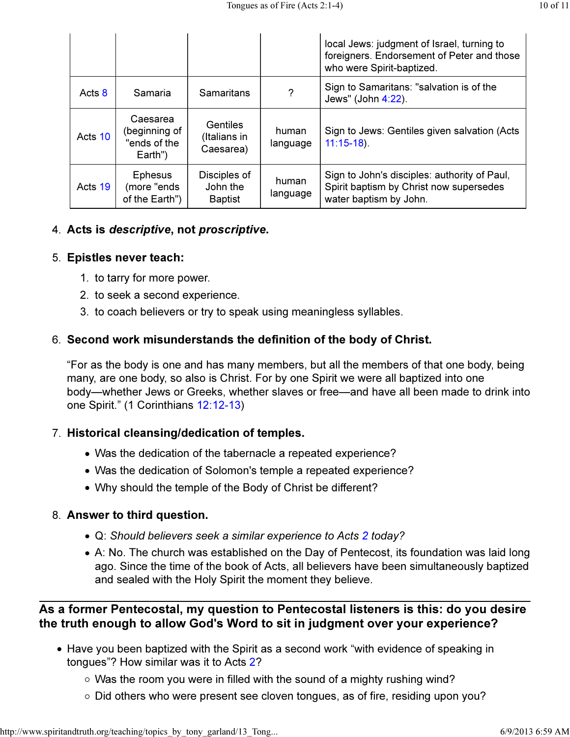| | | | | local Jews: judgment of Israel, turning to foreigners. Endorsement of Peter and those who were Spirit-baptized. |
|---|---|---|---|---|
| Acts 8 | Samaria | Samaritans | ? | Sign to Samaritans: "salvation is of the Jews" (John 4:22). |
| Acts 10 | Caesarea (beginning of "ends of the Earth") | Gentiles (Italians in Caesarea) | human language | Sign to Jews: Gentiles given salvation (Acts 11:15-18). |
| Acts 19 | Ephesus (more "ends of the Earth") | Disciples of John the Baptist | human language | Sign to John's disciples: authority of Paul, Spirit baptism by Christ now supersedes water baptism by John. |

4. **Acts is *descriptive*, not *proscriptive*.**

5. **Epistles never teach:**
   1. to tarry for more power.
   2. to seek a second experience.
   3. to coach believers or try to speak using meaningless syllables.

6. **Second work misunderstands the definition of the body of Christ.**

   “For as the body is one and has many members, but all the members of that one body, being many, are one body, so also is Christ. For by one Spirit we were all baptized into one body—whether Jews or Greeks, whether slaves or free—and have all been made to drink into one Spirit.” (1 Corinthians 12:12-13)

7. **Historical cleansing/dedication of temples.**
   - Was the dedication of the tabernacle a repeated experience?
   - Was the dedication of Solomon's temple a repeated experience?
   - Why should the temple of the Body of Christ be different?

8. **Answer to third question.**
   - Q: *Should believers seek a similar experience to Acts 2 today?*
   - A: No. The church was established on the Day of Pentecost, its foundation was laid long ago. Since the time of the book of Acts, all believers have been simultaneously baptized and sealed with the Holy Spirit the moment they believe.

---

**As a former Pentecostal, my question to Pentecostal listeners is this: do you desire the truth enough to allow God's Word to sit in judgment over your experience?**

- Have you been baptized with the Spirit as a second work “with evidence of speaking in tongues”? How similar was it to Acts 2?
  - Was the room you were in filled with the sound of a mighty rushing wind?
  - Did others who were present see cloven tongues, as of fire, residing upon you?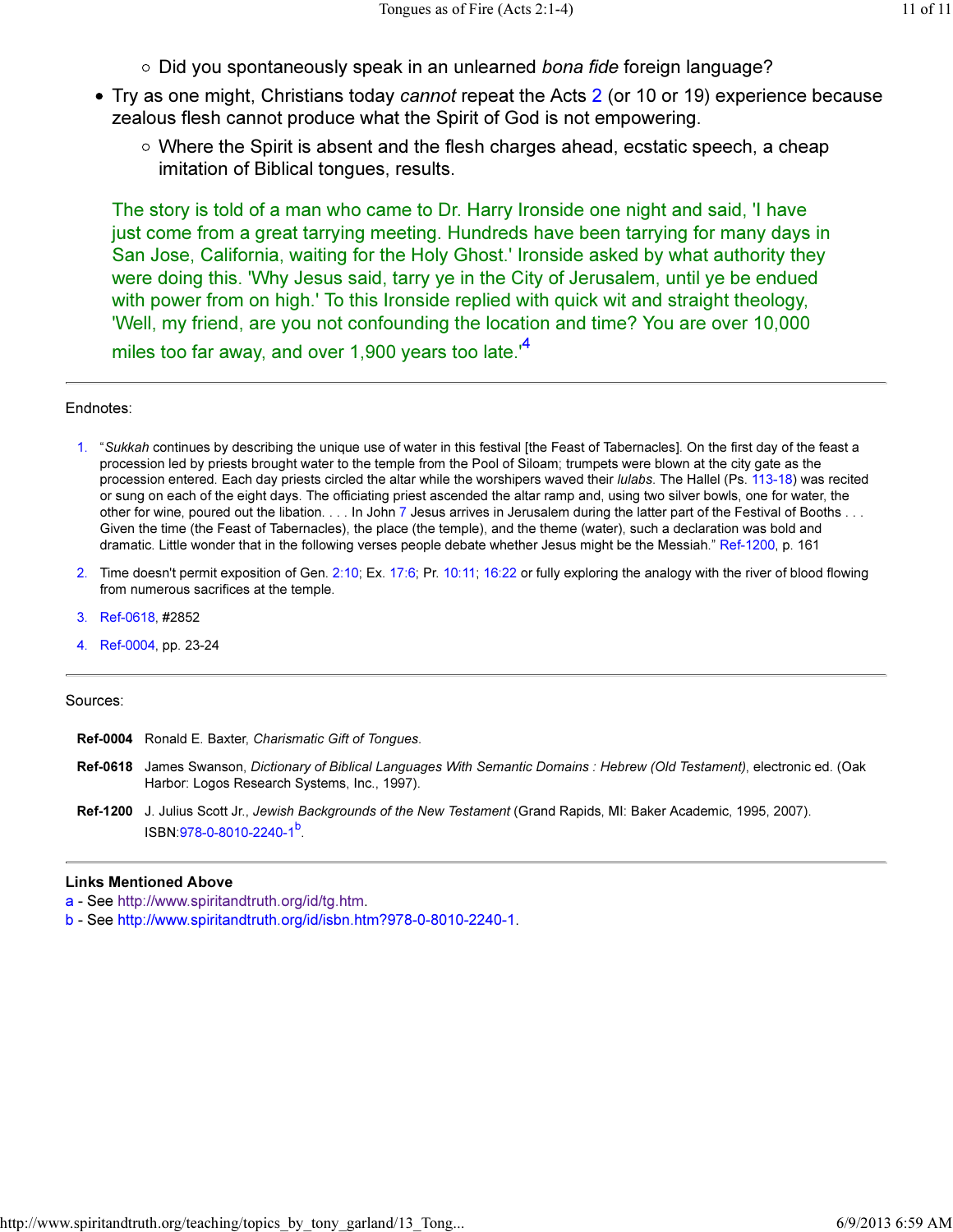- Did you spontaneously speak in an unlearned *bona fide* foreign language?
- Try as one might, Christians today *cannot* repeat the Acts 2 (or 10 or 19) experience because zealous flesh cannot produce what the Spirit of God is not empowering.
    - Where the Spirit is absent and the flesh charges ahead, ecstatic speech, a cheap imitation of Biblical tongues, results.

The story is told of a man who came to Dr. Harry Ironside one night and said, 'I have just come from a great tarrying meeting. Hundreds have been tarrying for many days in San Jose, California, waiting for the Holy Ghost.' Ironside asked by what authority they were doing this. 'Why Jesus said, tarry ye in the City of Jerusalem, until ye be endued with power from on high.' To this Ironside replied with quick wit and straight theology, 'Well, my friend, are you not confounding the location and time? You are over 10,000 miles too far away, and over 1,900 years too late.'[4]

---

Endnotes:

1. "*Sukkah* continues by describing the unique use of water in this festival [the Feast of Tabernacles]. On the first day of the feast a procession led by priests brought water to the temple from the Pool of Siloam; trumpets were blown at the city gate as the procession entered. Each day priests circled the altar while the worshipers waved their *lulabs*. The Hallel (Ps. 113-18) was recited or sung on each of the eight days. The officiating priest ascended the altar ramp and, using two silver bowls, one for water, the other for wine, poured out the libation. . . . In John 7 Jesus arrives in Jerusalem during the latter part of the Festival of Booths . . . Given the time (the Feast of Tabernacles), the place (the temple), and the theme (water), such a declaration was bold and dramatic. Little wonder that in the following verses people debate whether Jesus might be the Messiah." Ref-1200, p. 161
2. Time doesn't permit exposition of Gen. 2:10; Ex. 17:6; Pr. 10:11; 16:22 or fully exploring the analogy with the river of blood flowing from numerous sacrifices at the temple.
3. Ref-0618, #2852
4. Ref-0004, pp. 23-24

---

Sources:

**Ref-0004** Ronald E. Baxter, *Charismatic Gift of Tongues*.

**Ref-0618** James Swanson, *Dictionary of Biblical Languages With Semantic Domains : Hebrew (Old Testament)*, electronic ed. (Oak Harbor: Logos Research Systems, Inc., 1997).

**Ref-1200** J. Julius Scott Jr., *Jewish Backgrounds of the New Testament* (Grand Rapids, MI: Baker Academic, 1995, 2007). ISBN:978-0-8010-2240-1[b].

---

**Links Mentioned Above**

a - See http://www.spiritandtruth.org/id/tg.htm.

b - See http://www.spiritandtruth.org/id/isbn.htm?978-0-8010-2240-1.